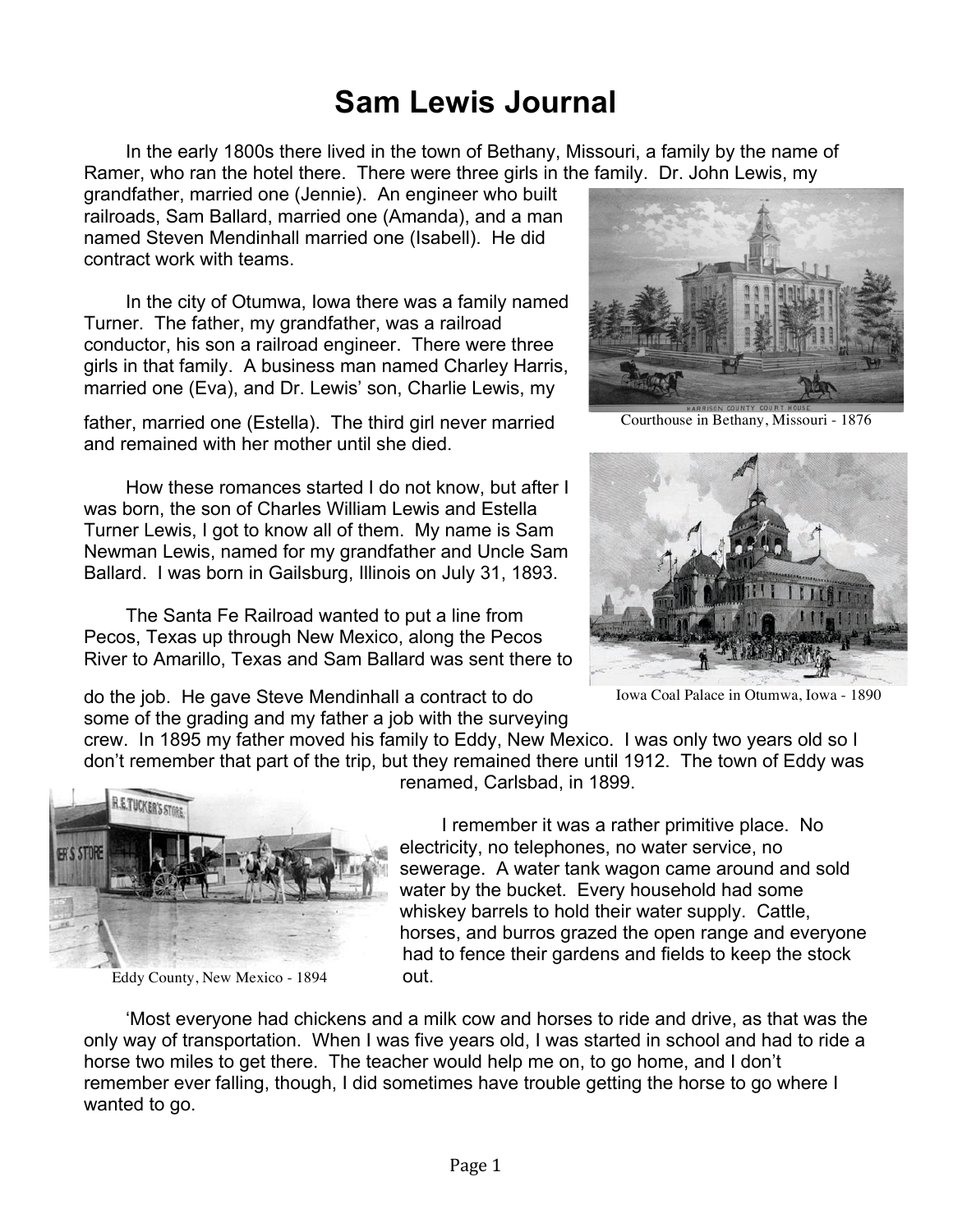# Sam Lewis Journal

In the early 1800s there lived in the town of Bethany, Missouri, a family by the name of Ramer, who ran the hotel there. There were three girls in the family. Dr. John Lewis, my grandfather, married one (Jennie). An engineer who built railroads, Sam Ballard, married one (Amanda), and a man named Steven Mendinhall married one (Isabell). He did contract work with teams.

Courthouse in Bethany, Missouri - 1876

In the city of Otumwa, Iowa there was a family named Turner. The father, my grandfather, was a railroad conductor, his son a railroad engineer. There were three girls in that family. A business man named Charley Harris, married one (Eva), and Dr. Lewis' son, Charlie Lewis, my father, married one (Estella). The third girl never married and remained with her mother until she died.

How these romances started I do not know, but after I was born, the son of Charles William Lewis and Estella Turner Lewis, I got to know all of them. My name is Sam Newman Lewis, named for my grandfather and Uncle Sam Ballard. I was born in Gailsburg, Illinois on July 31, 1893.

Iowa Coal Palace in Otumwa, Iowa - 1890

The Santa Fe Railroad wanted to put a line from Pecos, Texas up through New Mexico, along the Pecos River to Amarillo, Texas and Sam Ballard was sent there to do the job. He gave Steve Mendinhall a contract to do some of the grading and my father a job with the surveying crew. In 1895 my father moved his family to Eddy, New Mexico. I was only two years old so I don't remember that part of the trip, but they remained there until 1912. The town of Eddy was renamed, Carlsbad, in 1899.

Eddy County, New Mexico - 1894

I remember it was a rather primitive place. No electricity, no telephones, no water service, no sewerage. A water tank wagon came around and sold water by the bucket. Every household had some whiskey barrels to hold their water supply. Cattle, horses, and burros grazed the open range and everyone had to fence their gardens and fields to keep the stock out.

'Most everyone had chickens and a milk cow and horses to ride and drive, as that was the only way of transportation. When I was five years old, I was started in school and had to ride a horse two miles to get there. The teacher would help me on, to go home, and I don't remember ever falling, though, I did sometimes have trouble getting the horse to go where I wanted to go.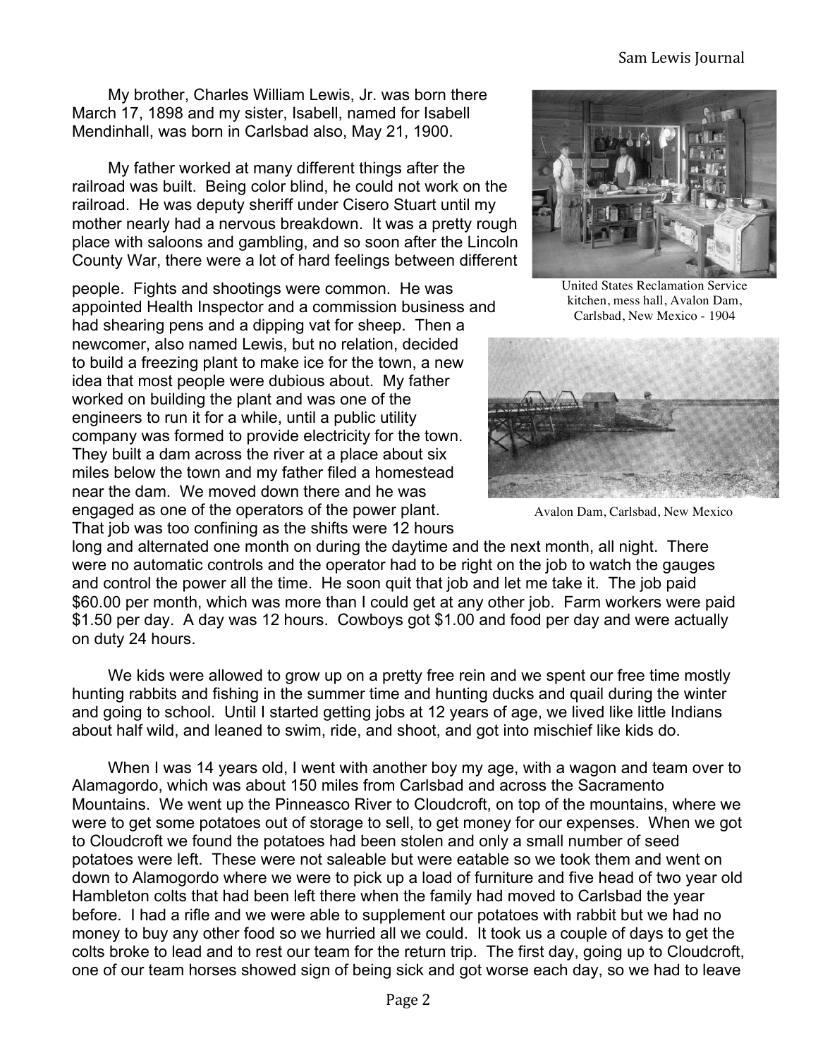My brother, Charles William Lewis, Jr. was born there March 17, 1898 and my sister, Isabell, named for Isabell Mendinhall, was born in Carlsbad also, May 21, 1900.

My father worked at many different things after the railroad was built. Being color blind, he could not work on the railroad. He was deputy sheriff under Cisero Stuart until my mother nearly had a nervous breakdown. It was a pretty rough place with saloons and gambling, and so soon after the Lincoln County War, there were a lot of hard feelings between different people. Fights and shootings were common. He was appointed Health Inspector and a commission business and had shearing pens and a dipping vat for sheep. Then a newcomer, also named Lewis, but no relation, decided to build a freezing plant to make ice for the town, a new idea that most people were dubious about. My father worked on building the plant and was one of the engineers to run it for a while, until a public utility company was formed to provide electricity for the town. They built a dam across the river at a place about six miles below the town and my father filed a homestead near the dam. We moved down there and he was engaged as one of the operators of the power plant. That job was too confining as the shifts were 12 hours long and alternated one month on during the daytime and the next month, all night. There were no automatic controls and the operator had to be right on the job to watch the gauges and control the power all the time. He soon quit that job and let me take it. The job paid $60.00 per month, which was more than I could get at any other job. Farm workers were paid $1.50 per day. A day was 12 hours. Cowboys got $1.00 and food per day and were actually on duty 24 hours.

United States Reclamation Service kitchen, mess hall, Avalon Dam, Carlsbad, New Mexico - 1904

Avalon Dam, Carlsbad, New Mexico

We kids were allowed to grow up on a pretty free rein and we spent our free time mostly hunting rabbits and fishing in the summer time and hunting ducks and quail during the winter and going to school. Until I started getting jobs at 12 years of age, we lived like little Indians about half wild, and leaned to swim, ride, and shoot, and got into mischief like kids do.

When I was 14 years old, I went with another boy my age, with a wagon and team over to Alamagordo, which was about 150 miles from Carlsbad and across the Sacramento Mountains. We went up the Pinneasco River to Cloudcroft, on top of the mountains, where we were to get some potatoes out of storage to sell, to get money for our expenses. When we got to Cloudcroft we found the potatoes had been stolen and only a small number of seed potatoes were left. These were not saleable but were eatable so we took them and went on down to Alamogordo where we were to pick up a load of furniture and five head of two year old Hambleton colts that had been left there when the family had moved to Carlsbad the year before. I had a rifle and we were able to supplement our potatoes with rabbit but we had no money to buy any other food so we hurried all we could. It took us a couple of days to get the colts broke to lead and to rest our team for the return trip. The first day, going up to Cloudcroft, one of our team horses showed sign of being sick and got worse each day, so we had to leave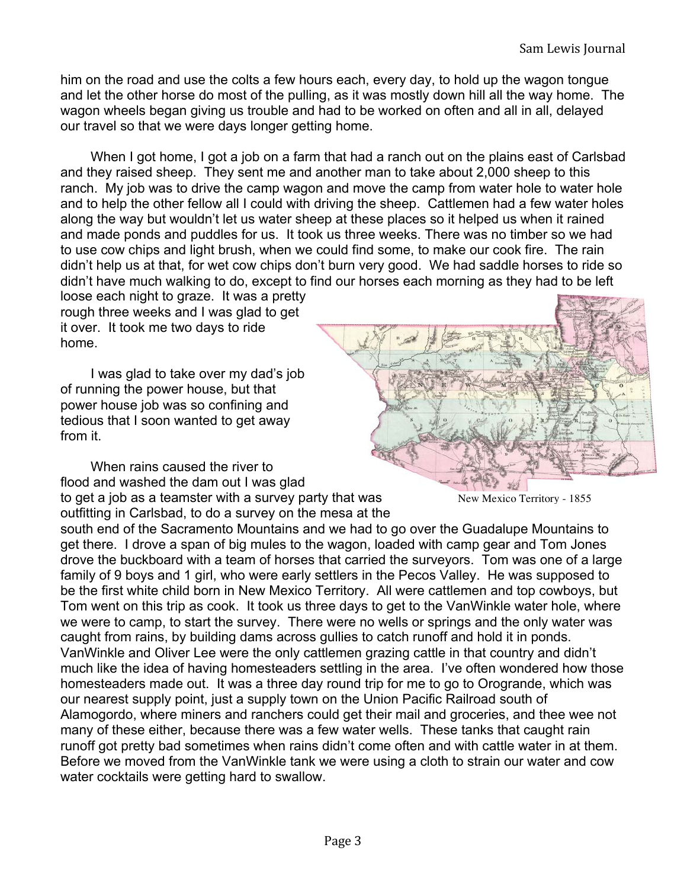him on the road and use the colts a few hours each, every day, to hold up the wagon tongue and let the other horse do most of the pulling, as it was mostly down hill all the way home. The wagon wheels began giving us trouble and had to be worked on often and all in all, delayed our travel so that we were days longer getting home.

When I got home, I got a job on a farm that had a ranch out on the plains east of Carlsbad and they raised sheep. They sent me and another man to take about 2,000 sheep to this ranch. My job was to drive the camp wagon and move the camp from water hole to water hole and to help the other fellow all I could with driving the sheep. Cattlemen had a few water holes along the way but wouldn't let us water sheep at these places so it helped us when it rained and made ponds and puddles for us. It took us three weeks. There was no timber so we had to use cow chips and light brush, when we could find some, to make our cook fire. The rain didn't help us at that, for wet cow chips don't burn very good. We had saddle horses to ride so didn't have much walking to do, except to find our horses each morning as they had to be left loose each night to graze. It was a pretty rough three weeks and I was glad to get it over. It took me two days to ride home.

I was glad to take over my dad's job of running the power house, but that power house job was so confining and tedious that I soon wanted to get away from it.

When rains caused the river to flood and washed the dam out I was glad to get a job as a teamster with a survey party that was outfitting in Carlsbad, to do a survey on the mesa at the south end of the Sacramento Mountains and we had to go over the Guadalupe Mountains to get there. I drove a span of big mules to the wagon, loaded with camp gear and Tom Jones drove the buckboard with a team of horses that carried the surveyors. Tom was one of a large family of 9 boys and 1 girl, who were early settlers in the Pecos Valley. He was supposed to be the first white child born in New Mexico Territory. All were cattlemen and top cowboys, but Tom went on this trip as cook. It took us three days to get to the VanWinkle water hole, where we were to camp, to start the survey. There were no wells or springs and the only water was caught from rains, by building dams across gullies to catch runoff and hold it in ponds. VanWinkle and Oliver Lee were the only cattlemen grazing cattle in that country and didn't much like the idea of having homesteaders settling in the area. I've often wondered how those homesteaders made out. It was a three day round trip for me to go to Orogrande, which was our nearest supply point, just a supply town on the Union Pacific Railroad south of Alamogordo, where miners and ranchers could get their mail and groceries, and thee wee not many of these either, because there was a few water wells. These tanks that caught rain runoff got pretty bad sometimes when rains didn't come often and with cattle water in at them. Before we moved from the VanWinkle tank we were using a cloth to strain our water and cow water cocktails were getting hard to swallow.

New Mexico Territory - 1855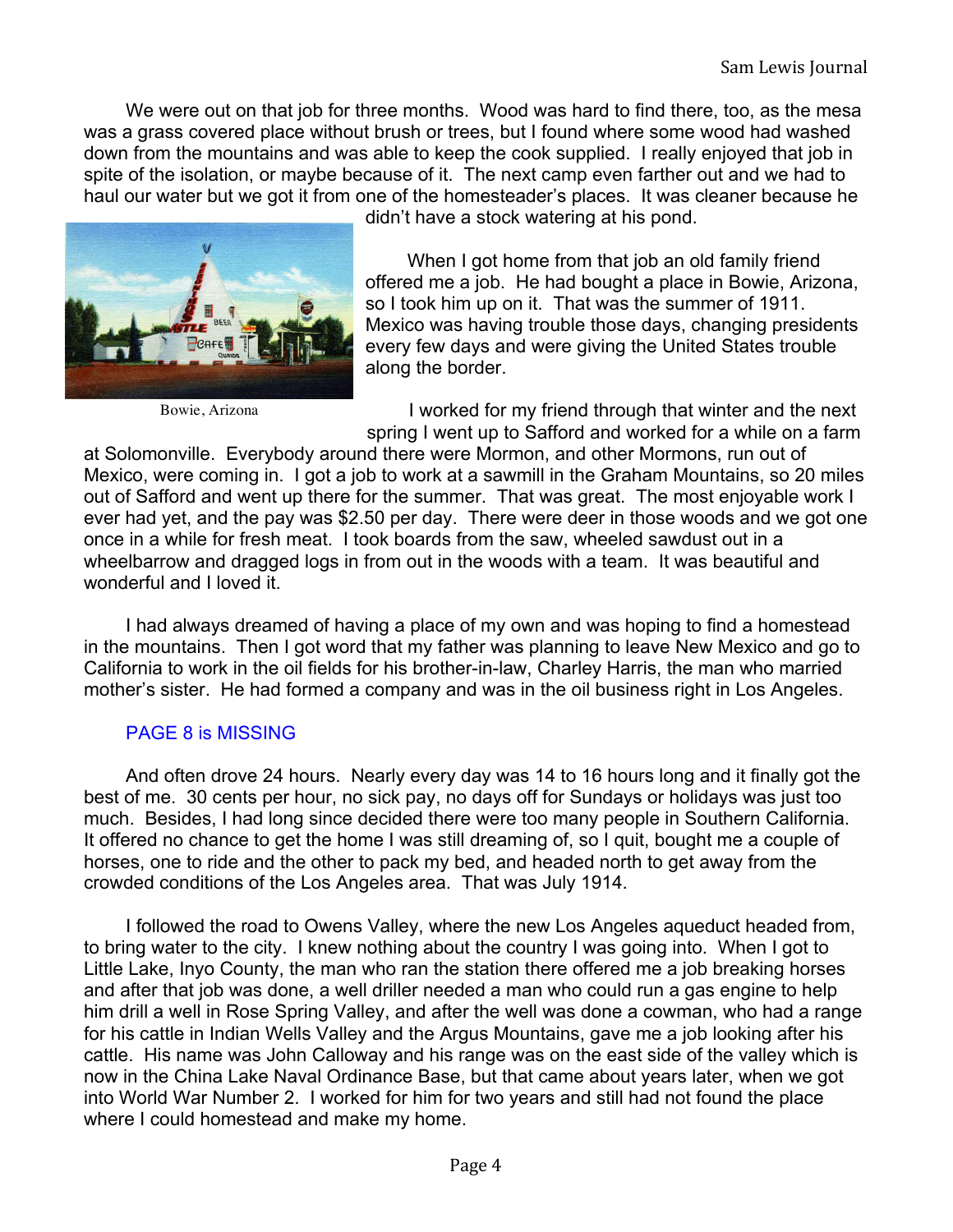We were out on that job for three months. Wood was hard to find there, too, as the mesa was a grass covered place without brush or trees, but I found where some wood had washed down from the mountains and was able to keep the cook supplied. I really enjoyed that job in spite of the isolation, or maybe because of it. The next camp even farther out and we had to haul our water but we got it from one of the homesteader's places. It was cleaner because he didn't have a stock watering at his pond.

Bowie, Arizona

When I got home from that job an old family friend offered me a job. He had bought a place in Bowie, Arizona, so I took him up on it. That was the summer of 1911. Mexico was having trouble those days, changing presidents every few days and were giving the United States trouble along the border.

I worked for my friend through that winter and the next spring I went up to Safford and worked for a while on a farm at Solomonville. Everybody around there were Mormon, and other Mormons, run out of Mexico, were coming in. I got a job to work at a sawmill in the Graham Mountains, so 20 miles out of Safford and went up there for the summer. That was great. The most enjoyable work I ever had yet, and the pay was $2.50 per day. There were deer in those woods and we got one once in a while for fresh meat. I took boards from the saw, wheeled sawdust out in a wheelbarrow and dragged logs in from out in the woods with a team. It was beautiful and wonderful and I loved it.

I had always dreamed of having a place of my own and was hoping to find a homestead in the mountains. Then I got word that my father was planning to leave New Mexico and go to California to work in the oil fields for his brother-in-law, Charley Harris, the man who married mother's sister. He had formed a company and was in the oil business right in Los Angeles.

PAGE 8 is MISSING

And often drove 24 hours. Nearly every day was 14 to 16 hours long and it finally got the best of me. 30 cents per hour, no sick pay, no days off for Sundays or holidays was just too much. Besides, I had long since decided there were too many people in Southern California. It offered no chance to get the home I was still dreaming of, so I quit, bought me a couple of horses, one to ride and the other to pack my bed, and headed north to get away from the crowded conditions of the Los Angeles area. That was July 1914.

I followed the road to Owens Valley, where the new Los Angeles aqueduct headed from, to bring water to the city. I knew nothing about the country I was going into. When I got to Little Lake, Inyo County, the man who ran the station there offered me a job breaking horses and after that job was done, a well driller needed a man who could run a gas engine to help him drill a well in Rose Spring Valley, and after the well was done a cowman, who had a range for his cattle in Indian Wells Valley and the Argus Mountains, gave me a job looking after his cattle. His name was John Calloway and his range was on the east side of the valley which is now in the China Lake Naval Ordinance Base, but that came about years later, when we got into World War Number 2. I worked for him for two years and still had not found the place where I could homestead and make my home.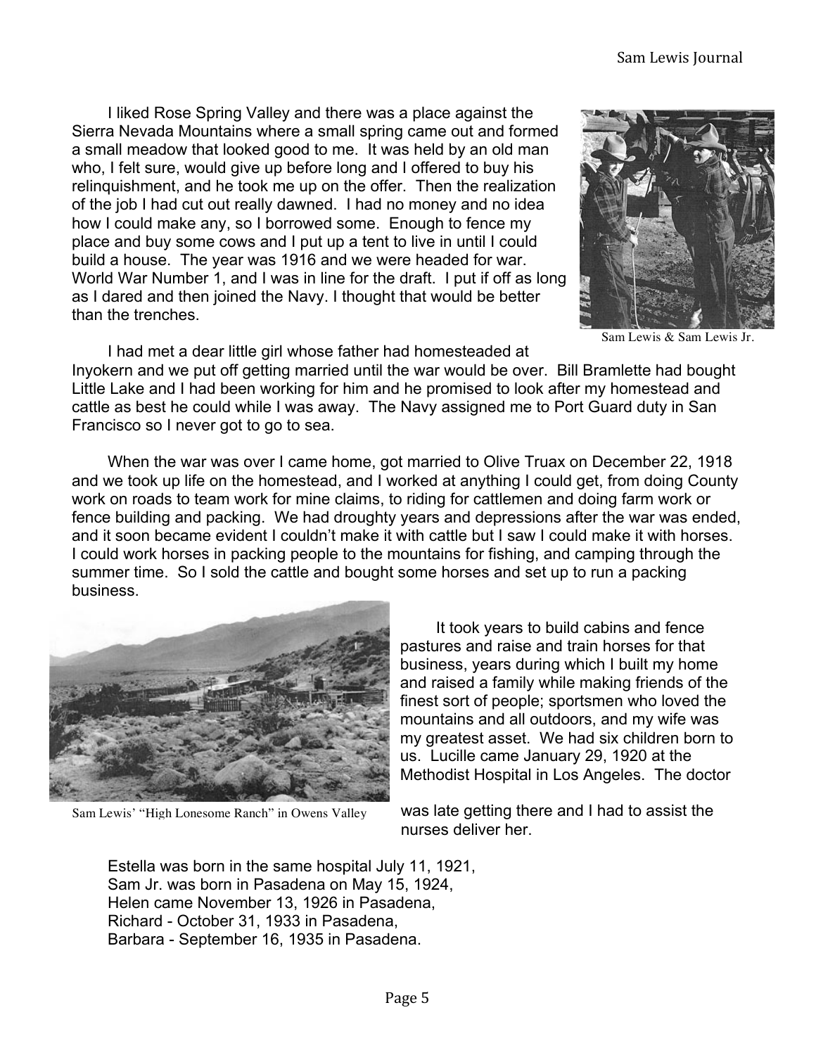I liked Rose Spring Valley and there was a place against the Sierra Nevada Mountains where a small spring came out and formed a small meadow that looked good to me. It was held by an old man who, I felt sure, would give up before long and I offered to buy his relinquishment, and he took me up on the offer. Then the realization of the job I had cut out really dawned. I had no money and no idea how I could make any, so I borrowed some. Enough to fence my place and buy some cows and I put up a tent to live in until I could build a house. The year was 1916 and we were headed for war. World War Number 1, and I was in line for the draft. I put if off as long as I dared and then joined the Navy. I thought that would be better than the trenches.

Sam Lewis & Sam Lewis Jr.

I had met a dear little girl whose father had homesteaded at Inyokern and we put off getting married until the war would be over. Bill Bramlette had bought Little Lake and I had been working for him and he promised to look after my homestead and cattle as best he could while I was away. The Navy assigned me to Port Guard duty in San Francisco so I never got to go to sea.

When the war was over I came home, got married to Olive Truax on December 22, 1918 and we took up life on the homestead, and I worked at anything I could get, from doing County work on roads to team work for mine claims, to riding for cattlemen and doing farm work or fence building and packing. We had droughty years and depressions after the war was ended, and it soon became evident I couldn't make it with cattle but I saw I could make it with horses. I could work horses in packing people to the mountains for fishing, and camping through the summer time. So I sold the cattle and bought some horses and set up to run a packing business.

Sam Lewis' "High Lonesome Ranch" in Owens Valley

It took years to build cabins and fence pastures and raise and train horses for that business, years during which I built my home and raised a family while making friends of the finest sort of people; sportsmen who loved the mountains and all outdoors, and my wife was my greatest asset. We had six children born to us. Lucille came January 29, 1920 at the Methodist Hospital in Los Angeles. The doctor was late getting there and I had to assist the nurses deliver her.

Estella was born in the same hospital July 11, 1921,
Sam Jr. was born in Pasadena on May 15, 1924,
Helen came November 13, 1926 in Pasadena,
Richard - October 31, 1933 in Pasadena,
Barbara - September 16, 1935 in Pasadena.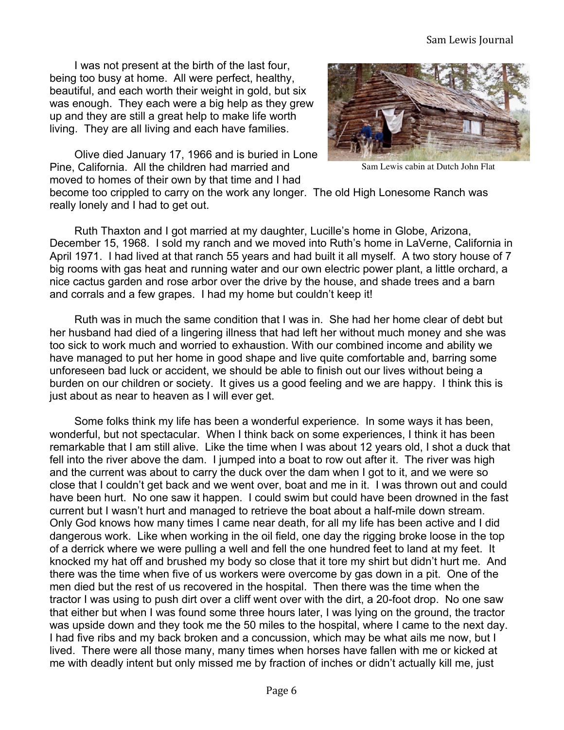I was not present at the birth of the last four, being too busy at home. All were perfect, healthy, beautiful, and each worth their weight in gold, but six was enough. They each were a big help as they grew up and they are still a great help to make life worth living. They are all living and each have families.

Sam Lewis cabin at Dutch John Flat

Olive died January 17, 1966 and is buried in Lone Pine, California. All the children had married and moved to homes of their own by that time and I had become too crippled to carry on the work any longer. The old High Lonesome Ranch was really lonely and I had to get out.

Ruth Thaxton and I got married at my daughter, Lucille's home in Globe, Arizona, December 15, 1968. I sold my ranch and we moved into Ruth's home in LaVerne, California in April 1971. I had lived at that ranch 55 years and had built it all myself. A two story house of 7 big rooms with gas heat and running water and our own electric power plant, a little orchard, a nice cactus garden and rose arbor over the drive by the house, and shade trees and a barn and corrals and a few grapes. I had my home but couldn't keep it!

Ruth was in much the same condition that I was in. She had her home clear of debt but her husband had died of a lingering illness that had left her without much money and she was too sick to work much and worried to exhaustion. With our combined income and ability we have managed to put her home in good shape and live quite comfortable and, barring some unforeseen bad luck or accident, we should be able to finish out our lives without being a burden on our children or society. It gives us a good feeling and we are happy. I think this is just about as near to heaven as I will ever get.

Some folks think my life has been a wonderful experience. In some ways it has been, wonderful, but not spectacular. When I think back on some experiences, I think it has been remarkable that I am still alive. Like the time when I was about 12 years old, I shot a duck that fell into the river above the dam. I jumped into a boat to row out after it. The river was high and the current was about to carry the duck over the dam when I got to it, and we were so close that I couldn't get back and we went over, boat and me in it. I was thrown out and could have been hurt. No one saw it happen. I could swim but could have been drowned in the fast current but I wasn't hurt and managed to retrieve the boat about a half-mile down stream. Only God knows how many times I came near death, for all my life has been active and I did dangerous work. Like when working in the oil field, one day the rigging broke loose in the top of a derrick where we were pulling a well and fell the one hundred feet to land at my feet. It knocked my hat off and brushed my body so close that it tore my shirt but didn't hurt me. And there was the time when five of us workers were overcome by gas down in a pit. One of the men died but the rest of us recovered in the hospital. Then there was the time when the tractor I was using to push dirt over a cliff went over with the dirt, a 20-foot drop. No one saw that either but when I was found some three hours later, I was lying on the ground, the tractor was upside down and they took me the 50 miles to the hospital, where I came to the next day. I had five ribs and my back broken and a concussion, which may be what ails me now, but I lived. There were all those many, many times when horses have fallen with me or kicked at me with deadly intent but only missed me by fraction of inches or didn't actually kill me, just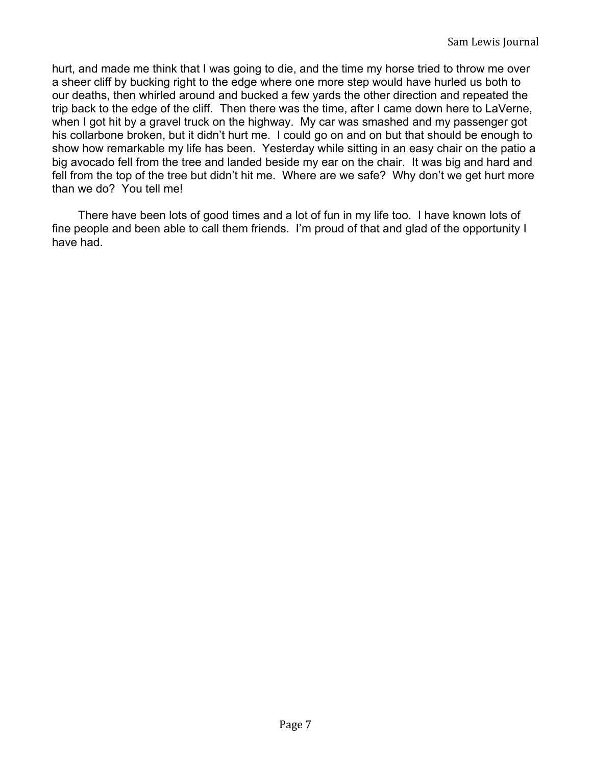hurt, and made me think that I was going to die, and the time my horse tried to throw me over a sheer cliff by bucking right to the edge where one more step would have hurled us both to our deaths, then whirled around and bucked a few yards the other direction and repeated the trip back to the edge of the cliff. Then there was the time, after I came down here to LaVerne, when I got hit by a gravel truck on the highway. My car was smashed and my passenger got his collarbone broken, but it didn't hurt me. I could go on and on but that should be enough to show how remarkable my life has been. Yesterday while sitting in an easy chair on the patio a big avocado fell from the tree and landed beside my ear on the chair. It was big and hard and fell from the top of the tree but didn't hit me. Where are we safe? Why don't we get hurt more than we do? You tell me!

There have been lots of good times and a lot of fun in my life too. I have known lots of fine people and been able to call them friends. I'm proud of that and glad of the opportunity I have had.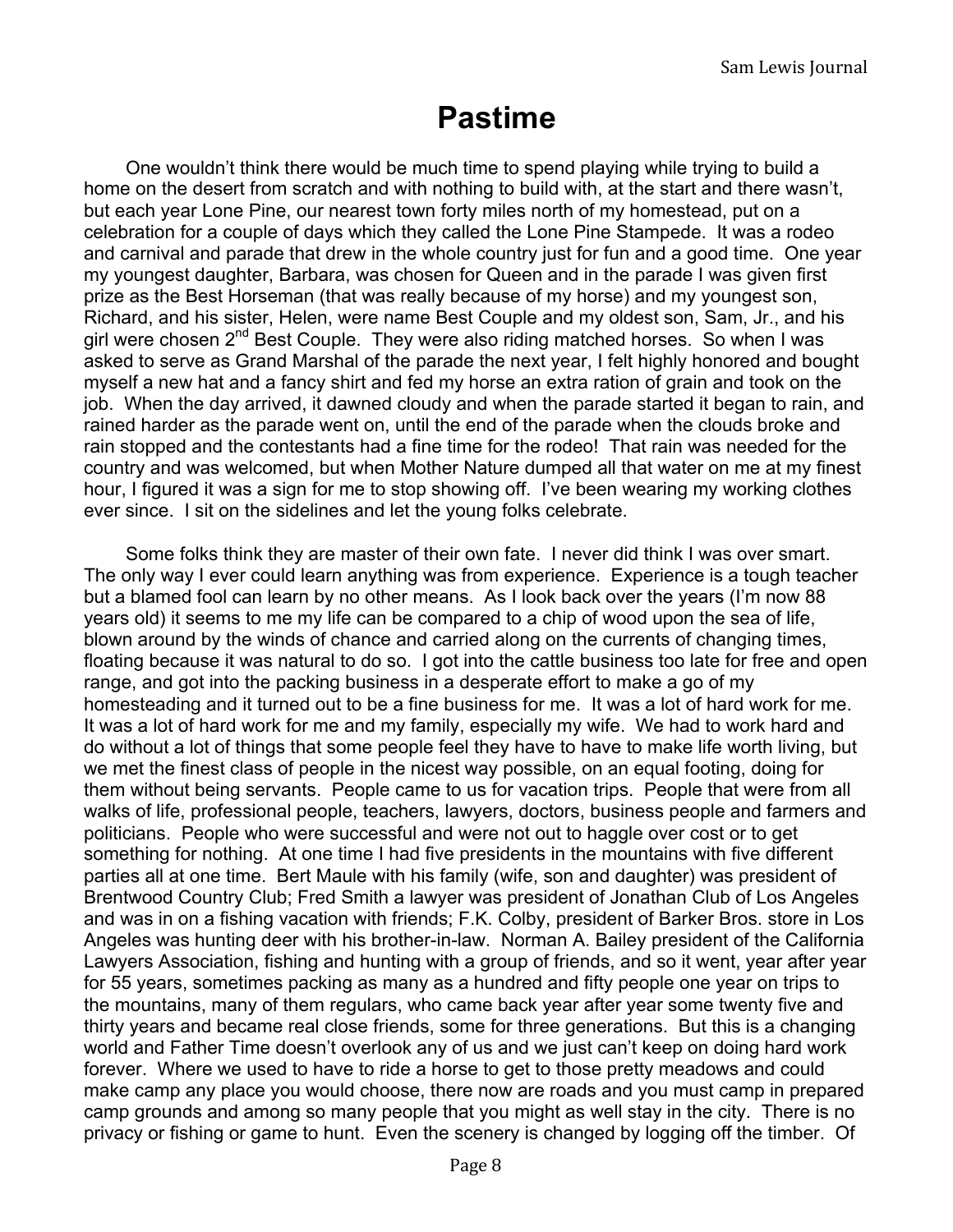# Pastime

One wouldn't think there would be much time to spend playing while trying to build a home on the desert from scratch and with nothing to build with, at the start and there wasn't, but each year Lone Pine, our nearest town forty miles north of my homestead, put on a celebration for a couple of days which they called the Lone Pine Stampede. It was a rodeo and carnival and parade that drew in the whole country just for fun and a good time. One year my youngest daughter, Barbara, was chosen for Queen and in the parade I was given first prize as the Best Horseman (that was really because of my horse) and my youngest son, Richard, and his sister, Helen, were name Best Couple and my oldest son, Sam, Jr., and his girl were chosen 2nd Best Couple. They were also riding matched horses. So when I was asked to serve as Grand Marshal of the parade the next year, I felt highly honored and bought myself a new hat and a fancy shirt and fed my horse an extra ration of grain and took on the job. When the day arrived, it dawned cloudy and when the parade started it began to rain, and rained harder as the parade went on, until the end of the parade when the clouds broke and rain stopped and the contestants had a fine time for the rodeo! That rain was needed for the country and was welcomed, but when Mother Nature dumped all that water on me at my finest hour, I figured it was a sign for me to stop showing off. I've been wearing my working clothes ever since. I sit on the sidelines and let the young folks celebrate.

Some folks think they are master of their own fate. I never did think I was over smart. The only way I ever could learn anything was from experience. Experience is a tough teacher but a blamed fool can learn by no other means. As I look back over the years (I'm now 88 years old) it seems to me my life can be compared to a chip of wood upon the sea of life, blown around by the winds of chance and carried along on the currents of changing times, floating because it was natural to do so. I got into the cattle business too late for free and open range, and got into the packing business in a desperate effort to make a go of my homesteading and it turned out to be a fine business for me. It was a lot of hard work for me. It was a lot of hard work for me and my family, especially my wife. We had to work hard and do without a lot of things that some people feel they have to have to make life worth living, but we met the finest class of people in the nicest way possible, on an equal footing, doing for them without being servants. People came to us for vacation trips. People that were from all walks of life, professional people, teachers, lawyers, doctors, business people and farmers and politicians. People who were successful and were not out to haggle over cost or to get something for nothing. At one time I had five presidents in the mountains with five different parties all at one time. Bert Maule with his family (wife, son and daughter) was president of Brentwood Country Club; Fred Smith a lawyer was president of Jonathan Club of Los Angeles and was in on a fishing vacation with friends; F.K. Colby, president of Barker Bros. store in Los Angeles was hunting deer with his brother-in-law. Norman A. Bailey president of the California Lawyers Association, fishing and hunting with a group of friends, and so it went, year after year for 55 years, sometimes packing as many as a hundred and fifty people one year on trips to the mountains, many of them regulars, who came back year after year some twenty five and thirty years and became real close friends, some for three generations. But this is a changing world and Father Time doesn't overlook any of us and we just can't keep on doing hard work forever. Where we used to have to ride a horse to get to those pretty meadows and could make camp any place you would choose, there now are roads and you must camp in prepared camp grounds and among so many people that you might as well stay in the city. There is no privacy or fishing or game to hunt. Even the scenery is changed by logging off the timber. Of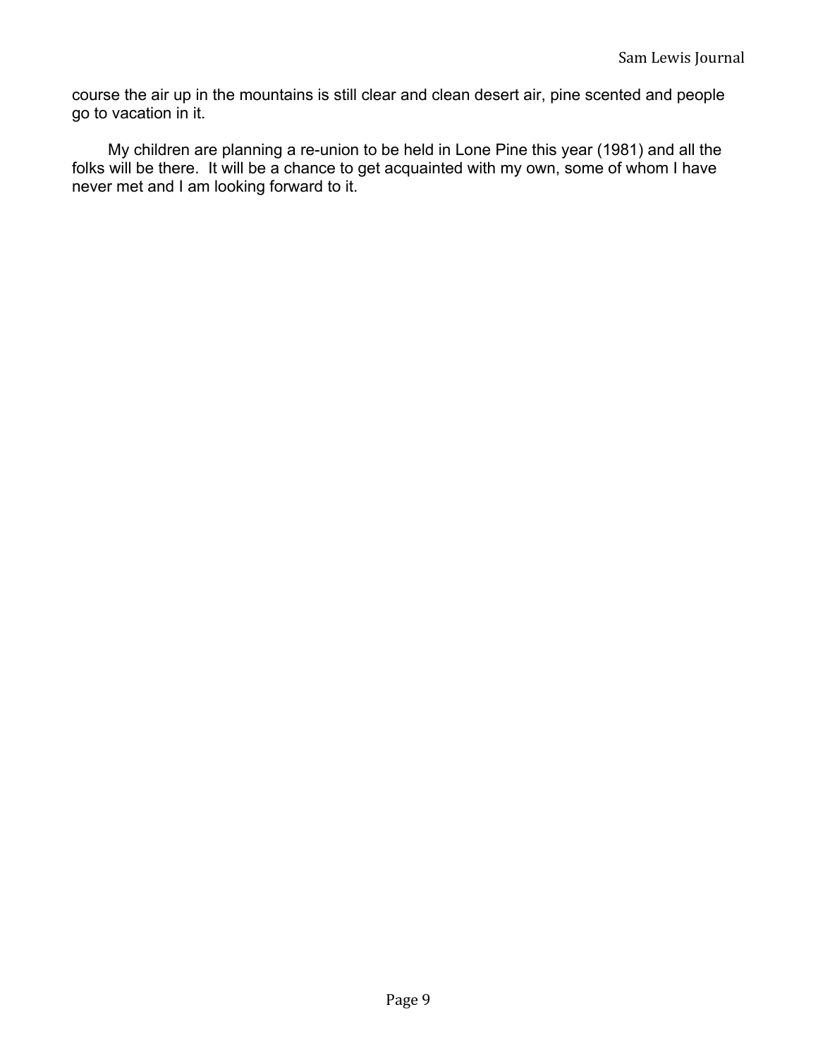course the air up in the mountains is still clear and clean desert air, pine scented and people go to vacation in it.

My children are planning a re-union to be held in Lone Pine this year (1981) and all the folks will be there. It will be a chance to get acquainted with my own, some of whom I have never met and I am looking forward to it.